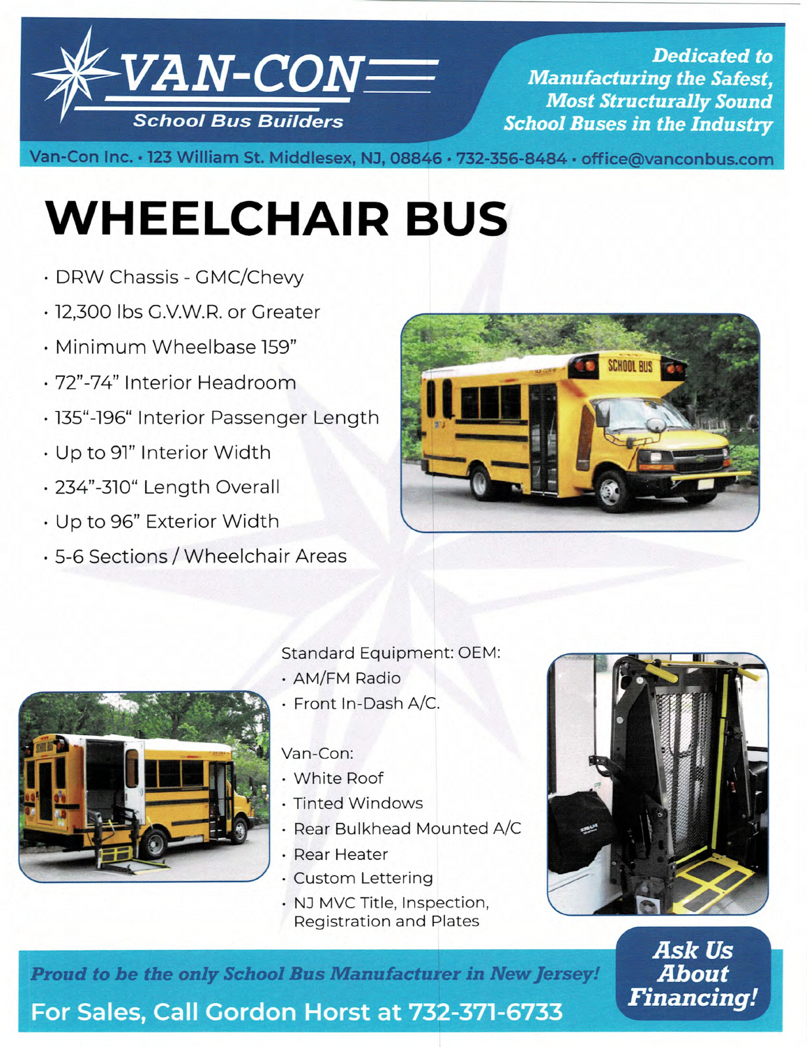**VAN-CON**

School Bus Builders

***Dedicated to Manufacturing the Safest, Most Structurally Sound School Buses in the Industry***

Van-Con Inc. • 123 William St. Middlesex, NJ, 08846 • 732-356-8484 • office@vanconbus.com

# WHEELCHAIR BUS

- DRW Chassis - GMC/Chevy
- 12,300 lbs G.V.W.R. or Greater
- Minimum Wheelbase 159"
- 72"-74" Interior Headroom
- 135"-196" Interior Passenger Length
- Up to 91" Interior Width
- 234"-310" Length Overall
- Up to 96" Exterior Width
- 5-6 Sections / Wheelchair Areas

Standard Equipment: OEM:

- AM/FM Radio
- Front In-Dash A/C.

Van-Con:

- White Roof
- Tinted Windows
- Rear Bulkhead Mounted A/C
- Rear Heater
- Custom Lettering
- NJ MVC Title, Inspection, Registration and Plates

***Proud to be the only School Bus Manufacturer in New Jersey!***

**For Sales, Call Gordon Horst at 732-371-6733**

***Ask Us About Financing!***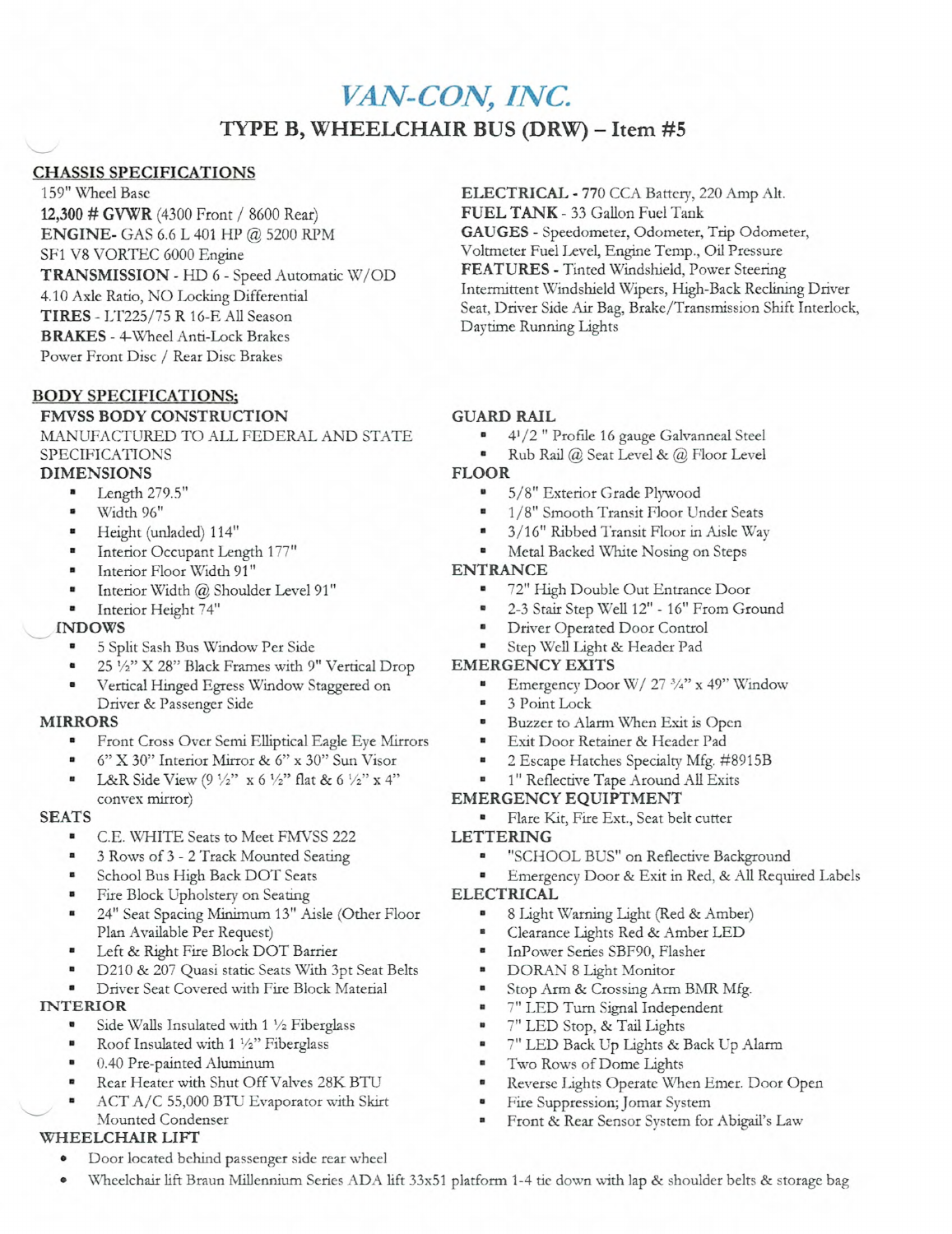# *VAN-CON, INC.*

## TYPE B, WHEELCHAIR BUS (DRW) – Item #5

### CHASSIS SPECIFICATIONS

159" Wheel Base
**12,300 # GVWR** (4300 Front / 8600 Rear)
**ENGINE-** GAS 6.6 L 401 HP @ 5200 RPM
SF1 V8 VORTEC 6000 Engine
**TRANSMISSION** - HD 6 - Speed Automatic W/OD
4.10 Axle Ratio, NO Locking Differential
**TIRES** - LT225/75 R 16-E All Season
**BRAKES** - 4-Wheel Anti-Lock Brakes
Power Front Disc / Rear Disc Brakes

**ELECTRICAL** - 770 CCA Battery, 220 Amp Alt.
**FUEL TANK** - 33 Gallon Fuel Tank
**GAUGES** - Speedometer, Odometer, Trip Odometer, Voltmeter Fuel Level, Engine Temp., Oil Pressure
**FEATURES** - Tinted Windshield, Power Steering Intermittent Windshield Wipers, High-Back Reclining Driver Seat, Driver Side Air Bag, Brake/Transmission Shift Interlock, Daytime Running Lights

### BODY SPECIFICATIONS;

**FMVSS BODY CONSTRUCTION**
MANUFACTURED TO ALL FEDERAL AND STATE SPECIFICATIONS

**DIMENSIONS**
- Length 279.5"
- Width 96"
- Height (unladed) 114"
- Interior Occupant Length 177"
- Interior Floor Width 91"
- Interior Width @ Shoulder Level 91"
- Interior Height 74"

**WINDOWS**
- 5 Split Sash Bus Window Per Side
- 25 ½" X 28" Black Frames with 9" Vertical Drop
- Vertical Hinged Egress Window Staggered on Driver & Passenger Side

**MIRRORS**
- Front Cross Over Semi Elliptical Eagle Eye Mirrors
- 6" X 30" Interior Mirror & 6" x 30" Sun Visor
- L&R Side View (9 ½" x 6 ½" flat & 6 ½" x 4" convex mirror)

**SEATS**
- C.E. WHITE Seats to Meet FMVSS 222
- 3 Rows of 3 - 2 Track Mounted Seating
- School Bus High Back DOT Seats
- Fire Block Upholstery on Seating
- 24" Seat Spacing Minimum 13" Aisle (Other Floor Plan Available Per Request)
- Left & Right Fire Block DOT Barrier
- D210 & 207 Quasi static Seats With 3pt Seat Belts
- Driver Seat Covered with Fire Block Material

**INTERIOR**
- Side Walls Insulated with 1 ½ Fiberglass
- Roof Insulated with 1 ½" Fiberglass
- 0.40 Pre-painted Aluminum
- Rear Heater with Shut Off Valves 28K BTU
- ACT A/C 55,000 BTU Evaporator with Skirt Mounted Condenser

**GUARD RAIL**
- 4½ " Profile 16 gauge Galvanneal Steel
- Rub Rail @ Seat Level & @ Floor Level

**FLOOR**
- 5/8" Exterior Grade Plywood
- 1/8" Smooth Transit Floor Under Seats
- 3/16" Ribbed Transit Floor in Aisle Way
- Metal Backed White Nosing on Steps

**ENTRANCE**
- 72" High Double Out Entrance Door
- 2-3 Stair Step Well 12" - 16" From Ground
- Driver Operated Door Control
- Step Well Light & Header Pad

**EMERGENCY EXITS**
- Emergency Door W/ 27 ¾" x 49" Window
- 3 Point Lock
- Buzzer to Alarm When Exit is Open
- Exit Door Retainer & Header Pad
- 2 Escape Hatches Specialty Mfg. #8915B
- 1" Reflective Tape Around All Exits

**EMERGENCY EQUIPTMENT**
- Flare Kit, Fire Ext., Seat belt cutter

**LETTERING**
- "SCHOOL BUS" on Reflective Background
- Emergency Door & Exit in Red, & All Required Labels

**ELECTRICAL**
- 8 Light Warning Light (Red & Amber)
- Clearance Lights Red & Amber LED
- InPower Series SBF90, Flasher
- DORAN 8 Light Monitor
- Stop Arm & Crossing Arm BMR Mfg.
- 7" LED Turn Signal Independent
- 7" LED Stop, & Tail Lights
- 7" LED Back Up Lights & Back Up Alarm
- Two Rows of Dome Lights
- Reverse Lights Operate When Emer. Door Open
- Fire Suppression; Jomar System
- Front & Rear Sensor System for Abigail's Law

**WHEELCHAIR LIFT**
- Door located behind passenger side rear wheel
- Wheelchair lift Braun Millennium Series ADA lift 33x51 platform 1-4 tie down with lap & shoulder belts & storage bag